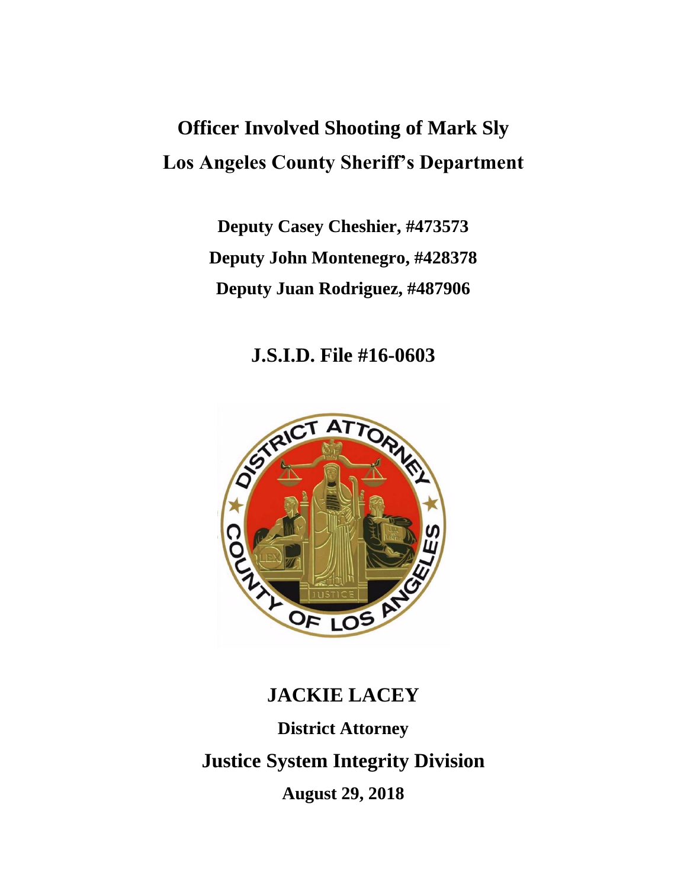# Officer Involved Shooting of Mark Sly

# Los Angeles County Sheriff's Department

**Deputy Casey Cheshier, #473573**

**Deputy John Montenegro, #428378**

**Deputy Juan Rodriguez, #487906**

## J.S.I.D. File #16-0603

## JACKIE LACEY

**District Attorney**

## Justice System Integrity Division

**August 29, 2018**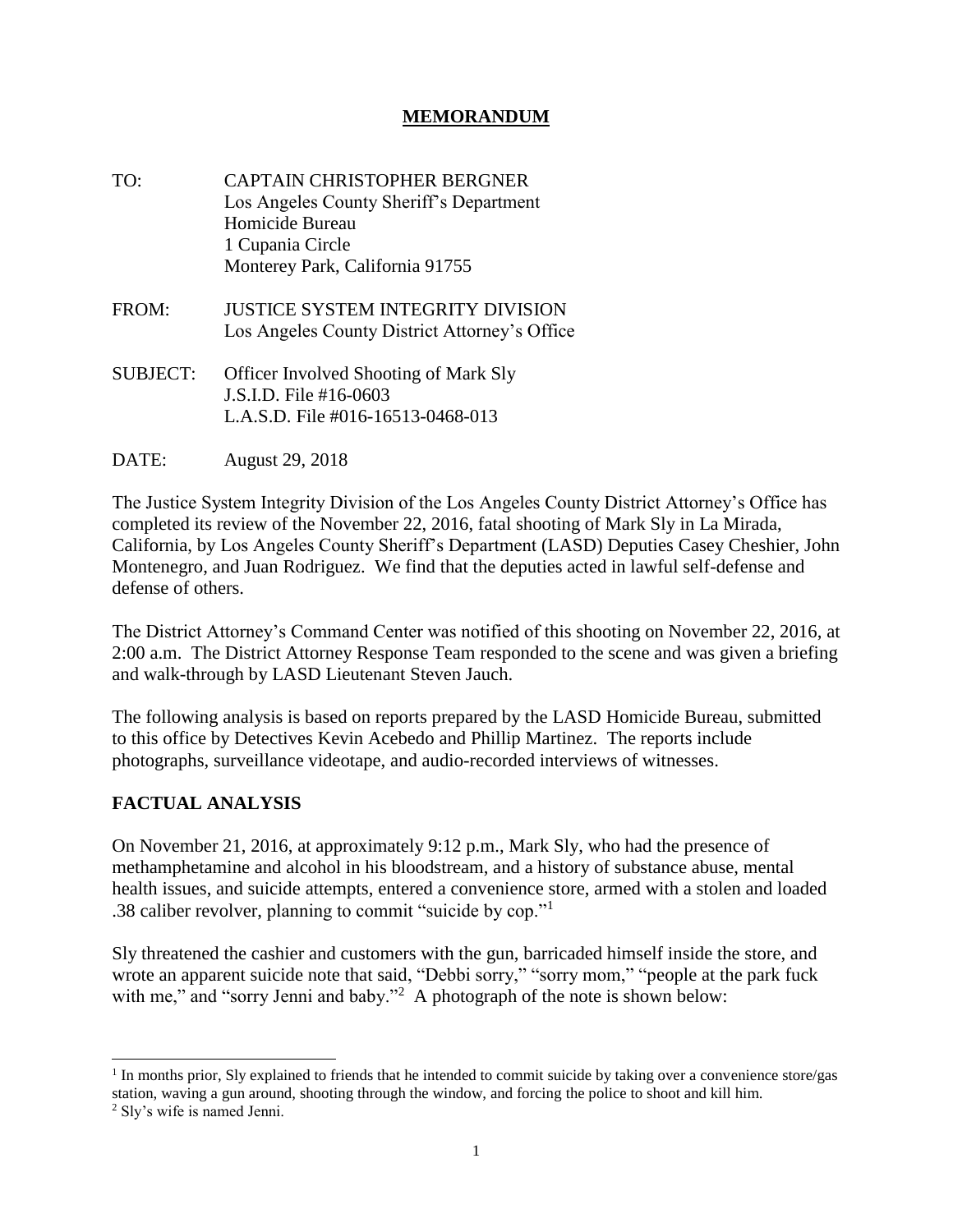# MEMORANDUM

TO: CAPTAIN CHRISTOPHER BERGNER
Los Angeles County Sheriff's Department
Homicide Bureau
1 Cupania Circle
Monterey Park, California 91755

FROM: JUSTICE SYSTEM INTEGRITY DIVISION
Los Angeles County District Attorney's Office

SUBJECT: Officer Involved Shooting of Mark Sly
J.S.I.D. File #16-0603
L.A.S.D. File #016-16513-0468-013

DATE: August 29, 2018

The Justice System Integrity Division of the Los Angeles County District Attorney's Office has completed its review of the November 22, 2016, fatal shooting of Mark Sly in La Mirada, California, by Los Angeles County Sheriff's Department (LASD) Deputies Casey Cheshier, John Montenegro, and Juan Rodriguez. We find that the deputies acted in lawful self-defense and defense of others.

The District Attorney's Command Center was notified of this shooting on November 22, 2016, at 2:00 a.m. The District Attorney Response Team responded to the scene and was given a briefing and walk-through by LASD Lieutenant Steven Jauch.

The following analysis is based on reports prepared by the LASD Homicide Bureau, submitted to this office by Detectives Kevin Acebedo and Phillip Martinez. The reports include photographs, surveillance videotape, and audio-recorded interviews of witnesses.

## FACTUAL ANALYSIS

On November 21, 2016, at approximately 9:12 p.m., Mark Sly, who had the presence of methamphetamine and alcohol in his bloodstream, and a history of substance abuse, mental health issues, and suicide attempts, entered a convenience store, armed with a stolen and loaded .38 caliber revolver, planning to commit "suicide by cop."[1]

Sly threatened the cashier and customers with the gun, barricaded himself inside the store, and wrote an apparent suicide note that said, "Debbi sorry," "sorry mom," "people at the park fuck with me," and "sorry Jenni and baby."[2] A photograph of the note is shown below:

---

[1] In months prior, Sly explained to friends that he intended to commit suicide by taking over a convenience store/gas station, waving a gun around, shooting through the window, and forcing the police to shoot and kill him.

[2] Sly's wife is named Jenni.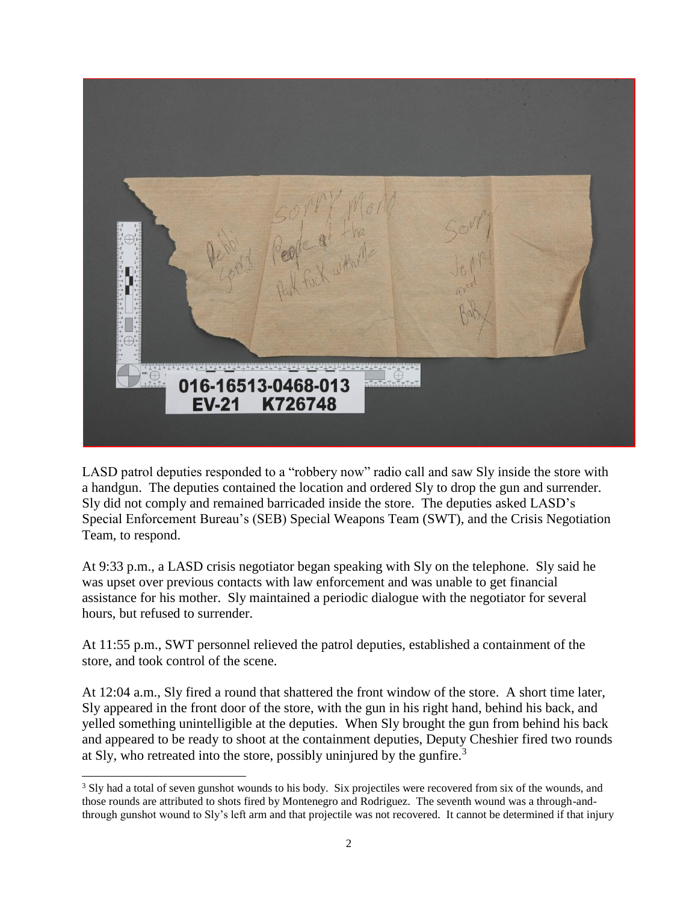LASD patrol deputies responded to a "robbery now" radio call and saw Sly inside the store with a handgun. The deputies contained the location and ordered Sly to drop the gun and surrender. Sly did not comply and remained barricaded inside the store. The deputies asked LASD's Special Enforcement Bureau's (SEB) Special Weapons Team (SWT), and the Crisis Negotiation Team, to respond.

At 9:33 p.m., a LASD crisis negotiator began speaking with Sly on the telephone. Sly said he was upset over previous contacts with law enforcement and was unable to get financial assistance for his mother. Sly maintained a periodic dialogue with the negotiator for several hours, but refused to surrender.

At 11:55 p.m., SWT personnel relieved the patrol deputies, established a containment of the store, and took control of the scene.

At 12:04 a.m., Sly fired a round that shattered the front window of the store. A short time later, Sly appeared in the front door of the store, with the gun in his right hand, behind his back, and yelled something unintelligible at the deputies. When Sly brought the gun from behind his back and appeared to be ready to shoot at the containment deputies, Deputy Cheshier fired two rounds at Sly, who retreated into the store, possibly uninjured by the gunfire.[3]

[3] Sly had a total of seven gunshot wounds to his body. Six projectiles were recovered from six of the wounds, and those rounds are attributed to shots fired by Montenegro and Rodriguez. The seventh wound was a through-and-through gunshot wound to Sly's left arm and that projectile was not recovered. It cannot be determined if that injury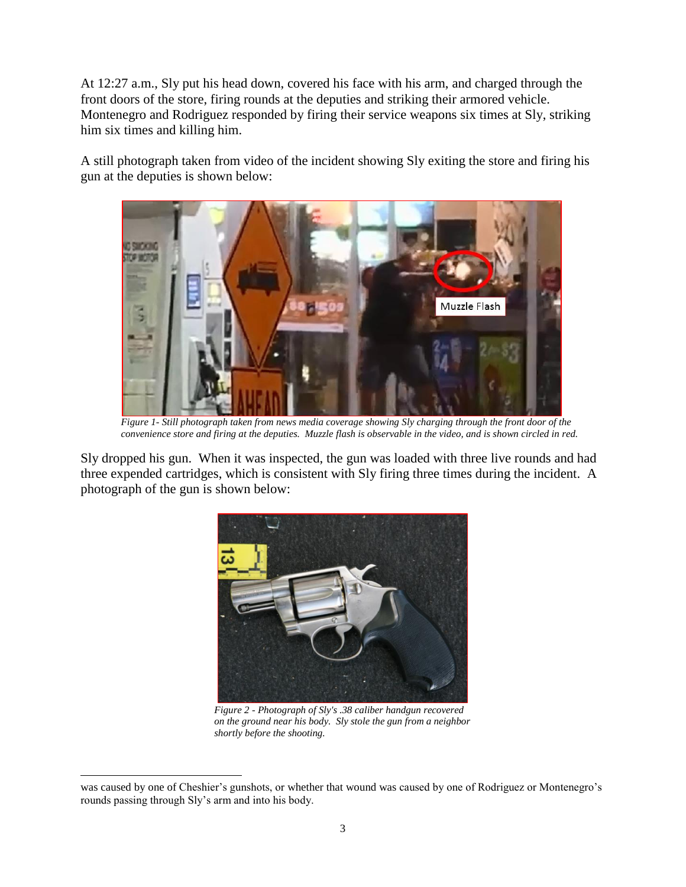At 12:27 a.m., Sly put his head down, covered his face with his arm, and charged through the front doors of the store, firing rounds at the deputies and striking their armored vehicle. Montenegro and Rodriguez responded by firing their service weapons six times at Sly, striking him six times and killing him.

A still photograph taken from video of the incident showing Sly exiting the store and firing his gun at the deputies is shown below:

*Figure 1- Still photograph taken from news media coverage showing Sly charging through the front door of the convenience store and firing at the deputies. Muzzle flash is observable in the video, and is shown circled in red.*

Sly dropped his gun. When it was inspected, the gun was loaded with three live rounds and had three expended cartridges, which is consistent with Sly firing three times during the incident. A photograph of the gun is shown below:

*Figure 2 - Photograph of Sly's .38 caliber handgun recovered on the ground near his body. Sly stole the gun from a neighbor shortly before the shooting.*

---

was caused by one of Cheshier's gunshots, or whether that wound was caused by one of Rodriguez or Montenegro's rounds passing through Sly's arm and into his body.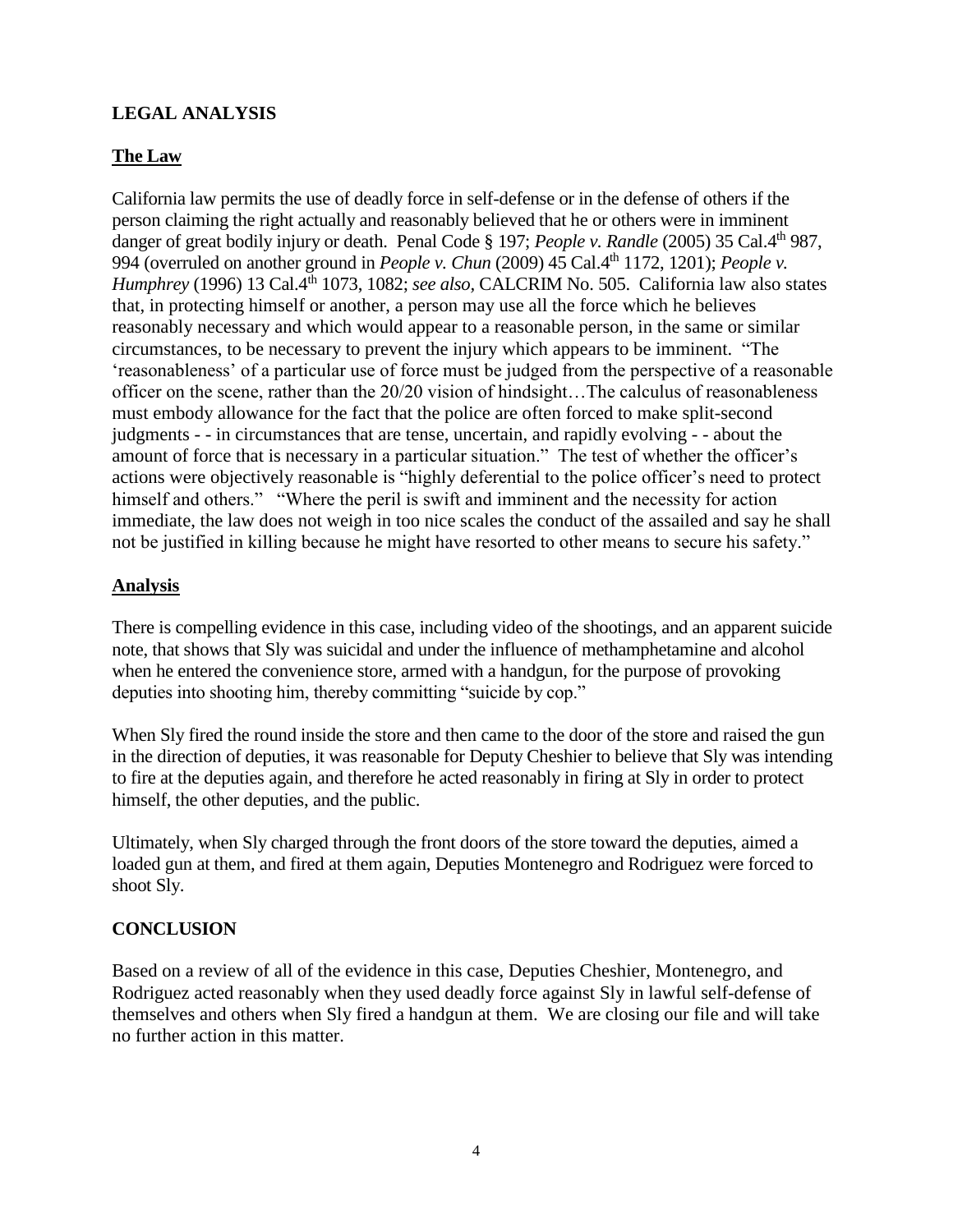## LEGAL ANALYSIS

### The Law

California law permits the use of deadly force in self-defense or in the defense of others if the person claiming the right actually and reasonably believed that he or others were in imminent danger of great bodily injury or death. Penal Code § 197; *People v. Randle* (2005) 35 Cal.4th 987, 994 (overruled on another ground in *People v. Chun* (2009) 45 Cal.4th 1172, 1201); *People v. Humphrey* (1996) 13 Cal.4th 1073, 1082; *see also*, CALCRIM No. 505. California law also states that, in protecting himself or another, a person may use all the force which he believes reasonably necessary and which would appear to a reasonable person, in the same or similar circumstances, to be necessary to prevent the injury which appears to be imminent. "The 'reasonableness' of a particular use of force must be judged from the perspective of a reasonable officer on the scene, rather than the 20/20 vision of hindsight…The calculus of reasonableness must embody allowance for the fact that the police are often forced to make split-second judgments - - in circumstances that are tense, uncertain, and rapidly evolving - - about the amount of force that is necessary in a particular situation." The test of whether the officer's actions were objectively reasonable is "highly deferential to the police officer's need to protect himself and others." "Where the peril is swift and imminent and the necessity for action immediate, the law does not weigh in too nice scales the conduct of the assailed and say he shall not be justified in killing because he might have resorted to other means to secure his safety."

### Analysis

There is compelling evidence in this case, including video of the shootings, and an apparent suicide note, that shows that Sly was suicidal and under the influence of methamphetamine and alcohol when he entered the convenience store, armed with a handgun, for the purpose of provoking deputies into shooting him, thereby committing "suicide by cop."

When Sly fired the round inside the store and then came to the door of the store and raised the gun in the direction of deputies, it was reasonable for Deputy Cheshier to believe that Sly was intending to fire at the deputies again, and therefore he acted reasonably in firing at Sly in order to protect himself, the other deputies, and the public.

Ultimately, when Sly charged through the front doors of the store toward the deputies, aimed a loaded gun at them, and fired at them again, Deputies Montenegro and Rodriguez were forced to shoot Sly.

## CONCLUSION

Based on a review of all of the evidence in this case, Deputies Cheshier, Montenegro, and Rodriguez acted reasonably when they used deadly force against Sly in lawful self-defense of themselves and others when Sly fired a handgun at them. We are closing our file and will take no further action in this matter.